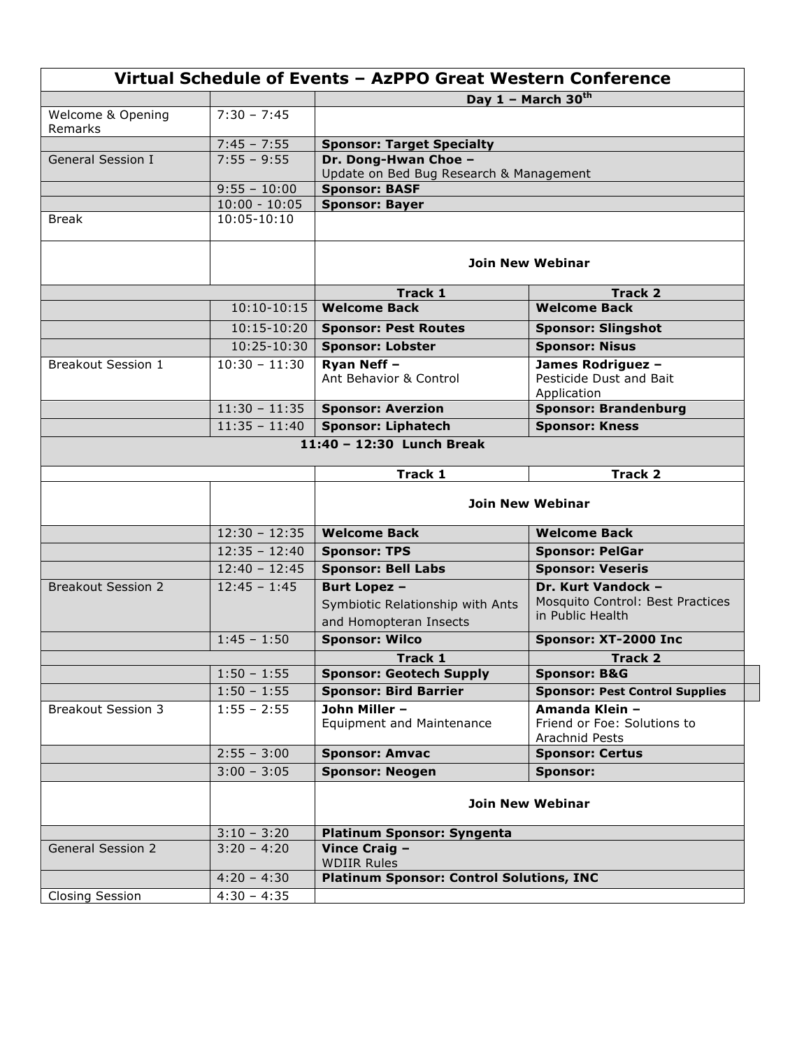# Virtual Schedule of Events – AzPPO Great Western Conference

| | | Day 1 – March 30th | |
|---|---|---|---|
| Welcome & Opening Remarks | 7:30 – 7:45 | | |
| | 7:45 – 7:55 | **Sponsor: Target Specialty** | |
| General Session I | 7:55 – 9:55 | **Dr. Dong-Hwan Choe –** Update on Bed Bug Research & Management | |
| | 9:55 – 10:00 | **Sponsor: BASF** | |
| | 10:00 - 10:05 | **Sponsor: Bayer** | |
| Break | 10:05-10:10 | | |
| | | **Join New Webinar** | |
| | | **Track 1** | **Track 2** |
| | 10:10-10:15 | **Welcome Back** | **Welcome Back** |
| | 10:15-10:20 | **Sponsor: Pest Routes** | **Sponsor: Slingshot** |
| | 10:25-10:30 | **Sponsor: Lobster** | **Sponsor: Nisus** |
| Breakout Session 1 | 10:30 – 11:30 | **Ryan Neff –** Ant Behavior & Control | **James Rodriguez –** Pesticide Dust and Bait Application |
| | 11:30 – 11:35 | **Sponsor: Averzion** | **Sponsor: Brandenburg** |
| | 11:35 – 11:40 | **Sponsor: Liphatech** | **Sponsor: Kness** |
| **11:40 – 12:30 Lunch Break** | | | |
| | | **Track 1** | **Track 2** |
| | | **Join New Webinar** | |
| | 12:30 – 12:35 | **Welcome Back** | **Welcome Back** |
| | 12:35 – 12:40 | **Sponsor: TPS** | **Sponsor: PelGar** |
| | 12:40 – 12:45 | **Sponsor: Bell Labs** | **Sponsor: Veseris** |
| Breakout Session 2 | 12:45 – 1:45 | **Burt Lopez –** Symbiotic Relationship with Ants and Homopteran Insects | **Dr. Kurt Vandock –** Mosquito Control: Best Practices in Public Health |
| | 1:45 – 1:50 | **Sponsor: Wilco** | **Sponsor: XT-2000 Inc** |
| | | **Track 1** | **Track 2** |
| | 1:50 – 1:55 | **Sponsor: Geotech Supply** | **Sponsor: B&G** |
| | 1:50 – 1:55 | **Sponsor: Bird Barrier** | **Sponsor: Pest Control Supplies** |
| Breakout Session 3 | 1:55 – 2:55 | **John Miller –** Equipment and Maintenance | **Amanda Klein –** Friend or Foe: Solutions to Arachnid Pests |
| | 2:55 – 3:00 | **Sponsor: Amvac** | **Sponsor: Certus** |
| | 3:00 – 3:05 | **Sponsor: Neogen** | **Sponsor:** |
| | | **Join New Webinar** | |
| | 3:10 – 3:20 | **Platinum Sponsor: Syngenta** | |
| General Session 2 | 3:20 – 4:20 | **Vince Craig –** WDIIR Rules | |
| | 4:20 – 4:30 | **Platinum Sponsor: Control Solutions, INC** | |
| Closing Session | 4:30 – 4:35 | | |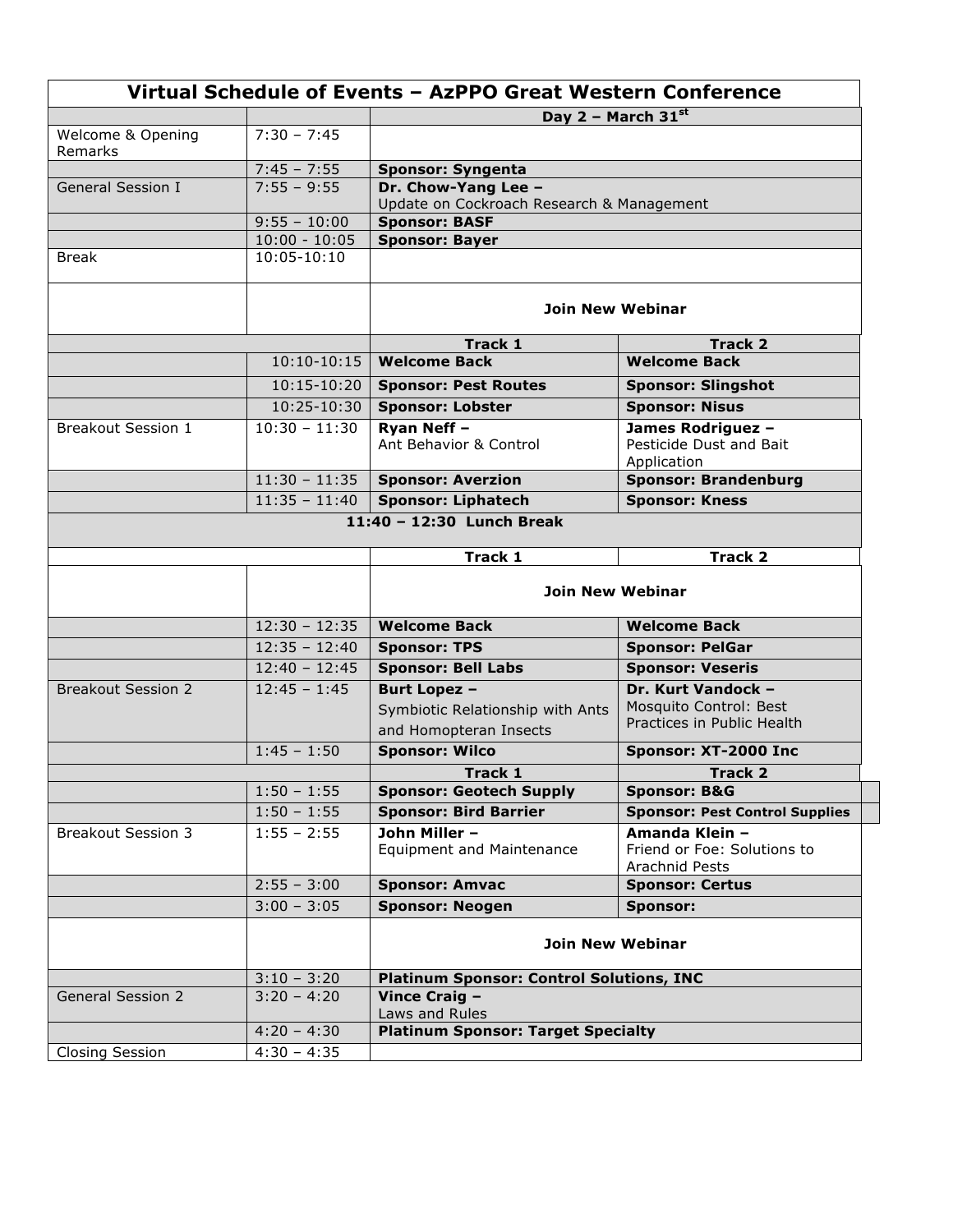# Virtual Schedule of Events – AzPPO Great Western Conference

| | | Day 2 – March 31st | |
|---|---|---|---|
| Welcome & Opening Remarks | 7:30 – 7:45 | | |
| | 7:45 – 7:55 | **Sponsor: Syngenta** | |
| General Session I | 7:55 – 9:55 | **Dr. Chow-Yang Lee –** Update on Cockroach Research & Management | |
| | 9:55 – 10:00 | **Sponsor: BASF** | |
| | 10:00 - 10:05 | **Sponsor: Bayer** | |
| Break | 10:05-10:10 | | |
| | | **Join New Webinar** | |
| | | **Track 1** | **Track 2** |
| | 10:10-10:15 | **Welcome Back** | **Welcome Back** |
| | 10:15-10:20 | **Sponsor: Pest Routes** | **Sponsor: Slingshot** |
| | 10:25-10:30 | **Sponsor: Lobster** | **Sponsor: Nisus** |
| Breakout Session 1 | 10:30 – 11:30 | **Ryan Neff –** Ant Behavior & Control | **James Rodriguez –** Pesticide Dust and Bait Application |
| | 11:30 – 11:35 | **Sponsor: Averzion** | **Sponsor: Brandenburg** |
| | 11:35 – 11:40 | **Sponsor: Liphatech** | **Sponsor: Kness** |
| **11:40 – 12:30 Lunch Break** | | | |
| | | **Track 1** | **Track 2** |
| | | **Join New Webinar** | |
| | 12:30 – 12:35 | **Welcome Back** | **Welcome Back** |
| | 12:35 – 12:40 | **Sponsor: TPS** | **Sponsor: PelGar** |
| | 12:40 – 12:45 | **Sponsor: Bell Labs** | **Sponsor: Veseris** |
| Breakout Session 2 | 12:45 – 1:45 | **Burt Lopez –** Symbiotic Relationship with Ants and Homopteran Insects | **Dr. Kurt Vandock –** Mosquito Control: Best Practices in Public Health |
| | 1:45 – 1:50 | **Sponsor: Wilco** | **Sponsor: XT-2000 Inc** |
| | | **Track 1** | **Track 2** |
| | 1:50 – 1:55 | **Sponsor: Geotech Supply** | **Sponsor: B&G** |
| | 1:50 – 1:55 | **Sponsor: Bird Barrier** | **Sponsor: Pest Control Supplies** |
| Breakout Session 3 | 1:55 – 2:55 | **John Miller –** Equipment and Maintenance | **Amanda Klein –** Friend or Foe: Solutions to Arachnid Pests |
| | 2:55 – 3:00 | **Sponsor: Amvac** | **Sponsor: Certus** |
| | 3:00 – 3:05 | **Sponsor: Neogen** | **Sponsor:** |
| | | **Join New Webinar** | |
| | 3:10 – 3:20 | **Platinum Sponsor: Control Solutions, INC** | |
| General Session 2 | 3:20 – 4:20 | **Vince Craig –** Laws and Rules | |
| | 4:20 – 4:30 | **Platinum Sponsor: Target Specialty** | |
| Closing Session | 4:30 – 4:35 | | |